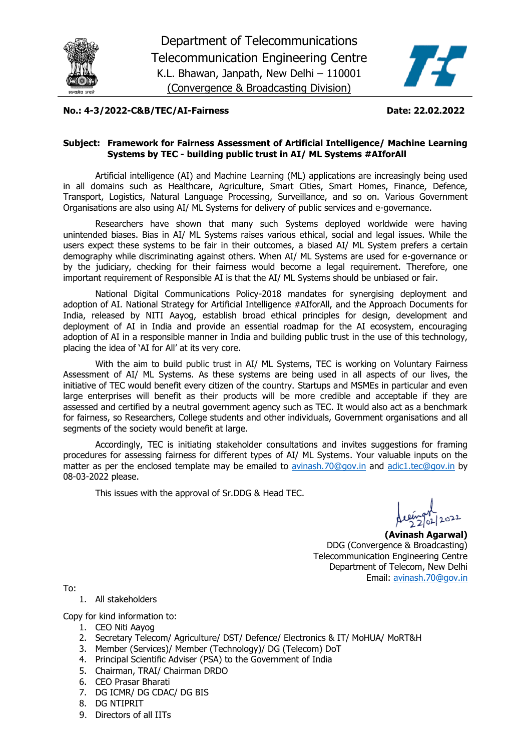Department of Telecommunications
Telecommunication Engineering Centre
K.L. Bhawan, Janpath, New Delhi – 110001
(Convergence & Broadcasting Division)

**No.: 4-3/2022-C&B/TEC/AI-Fairness** **Date: 22.02.2022**

**Subject: Framework for Fairness Assessment of Artificial Intelligence/ Machine Learning Systems by TEC - building public trust in AI/ ML Systems #AIforAll**

Artificial intelligence (AI) and Machine Learning (ML) applications are increasingly being used in all domains such as Healthcare, Agriculture, Smart Cities, Smart Homes, Finance, Defence, Transport, Logistics, Natural Language Processing, Surveillance, and so on. Various Government Organisations are also using AI/ ML Systems for delivery of public services and e-governance.

Researchers have shown that many such Systems deployed worldwide were having unintended biases. Bias in AI/ ML Systems raises various ethical, social and legal issues. While the users expect these systems to be fair in their outcomes, a biased AI/ ML System prefers a certain demography while discriminating against others. When AI/ ML Systems are used for e-governance or by the judiciary, checking for their fairness would become a legal requirement. Therefore, one important requirement of Responsible AI is that the AI/ ML Systems should be unbiased or fair.

National Digital Communications Policy-2018 mandates for synergising deployment and adoption of AI. National Strategy for Artificial Intelligence #AIforAll, and the Approach Documents for India, released by NITI Aayog, establish broad ethical principles for design, development and deployment of AI in India and provide an essential roadmap for the AI ecosystem, encouraging adoption of AI in a responsible manner in India and building public trust in the use of this technology, placing the idea of 'AI for All' at its very core.

With the aim to build public trust in AI/ ML Systems, TEC is working on Voluntary Fairness Assessment of AI/ ML Systems. As these systems are being used in all aspects of our lives, the initiative of TEC would benefit every citizen of the country. Startups and MSMEs in particular and even large enterprises will benefit as their products will be more credible and acceptable if they are assessed and certified by a neutral government agency such as TEC. It would also act as a benchmark for fairness, so Researchers, College students and other individuals, Government organisations and all segments of the society would benefit at large.

Accordingly, TEC is initiating stakeholder consultations and invites suggestions for framing procedures for assessing fairness for different types of AI/ ML Systems. Your valuable inputs on the matter as per the enclosed template may be emailed to avinash.70@gov.in and adic1.tec@gov.in by 08-03-2022 please.

This issues with the approval of Sr.DDG & Head TEC.

22/02/2022

**(Avinash Agarwal)**
DDG (Convergence & Broadcasting)
Telecommunication Engineering Centre
Department of Telecom, New Delhi
Email: avinash.70@gov.in

To:

1. All stakeholders

Copy for kind information to:

1. CEO Niti Aayog
2. Secretary Telecom/ Agriculture/ DST/ Defence/ Electronics & IT/ MoHUA/ MoRT&H
3. Member (Services)/ Member (Technology)/ DG (Telecom) DoT
4. Principal Scientific Adviser (PSA) to the Government of India
5. Chairman, TRAI/ Chairman DRDO
6. CEO Prasar Bharati
7. DG ICMR/ DG CDAC/ DG BIS
8. DG NTIPRIT
9. Directors of all IITs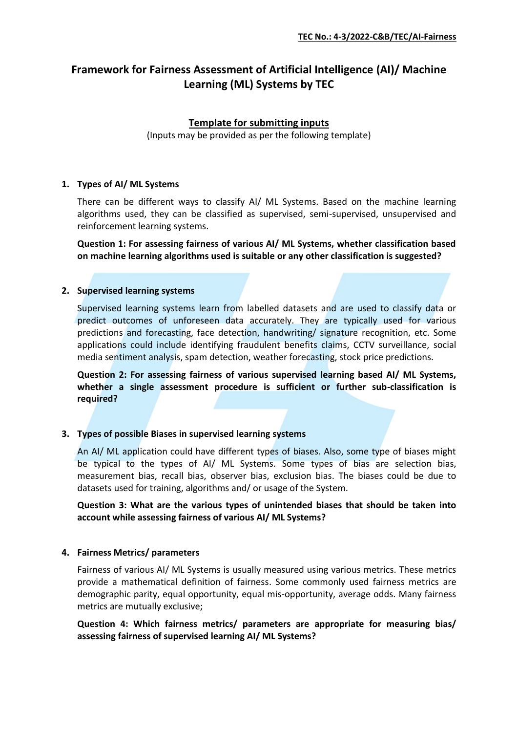**TEC No.: 4-3/2022-C&B/TEC/AI-Fairness**

# Framework for Fairness Assessment of Artificial Intelligence (AI)/ Machine Learning (ML) Systems by TEC

## Template for submitting inputs

(Inputs may be provided as per the following template)

### 1. Types of AI/ ML Systems

There can be different ways to classify AI/ ML Systems. Based on the machine learning algorithms used, they can be classified as supervised, semi-supervised, unsupervised and reinforcement learning systems.

**Question 1: For assessing fairness of various AI/ ML Systems, whether classification based on machine learning algorithms used is suitable or any other classification is suggested?**

### 2. Supervised learning systems

Supervised learning systems learn from labelled datasets and are used to classify data or predict outcomes of unforeseen data accurately. They are typically used for various predictions and forecasting, face detection, handwriting/ signature recognition, etc. Some applications could include identifying fraudulent benefits claims, CCTV surveillance, social media sentiment analysis, spam detection, weather forecasting, stock price predictions.

**Question 2: For assessing fairness of various supervised learning based AI/ ML Systems, whether a single assessment procedure is sufficient or further sub-classification is required?**

### 3. Types of possible Biases in supervised learning systems

An AI/ ML application could have different types of biases. Also, some type of biases might be typical to the types of AI/ ML Systems. Some types of bias are selection bias, measurement bias, recall bias, observer bias, exclusion bias. The biases could be due to datasets used for training, algorithms and/ or usage of the System.

**Question 3: What are the various types of unintended biases that should be taken into account while assessing fairness of various AI/ ML Systems?**

### 4. Fairness Metrics/ parameters

Fairness of various AI/ ML Systems is usually measured using various metrics. These metrics provide a mathematical definition of fairness. Some commonly used fairness metrics are demographic parity, equal opportunity, equal mis-opportunity, average odds. Many fairness metrics are mutually exclusive;

**Question 4: Which fairness metrics/ parameters are appropriate for measuring bias/ assessing fairness of supervised learning AI/ ML Systems?**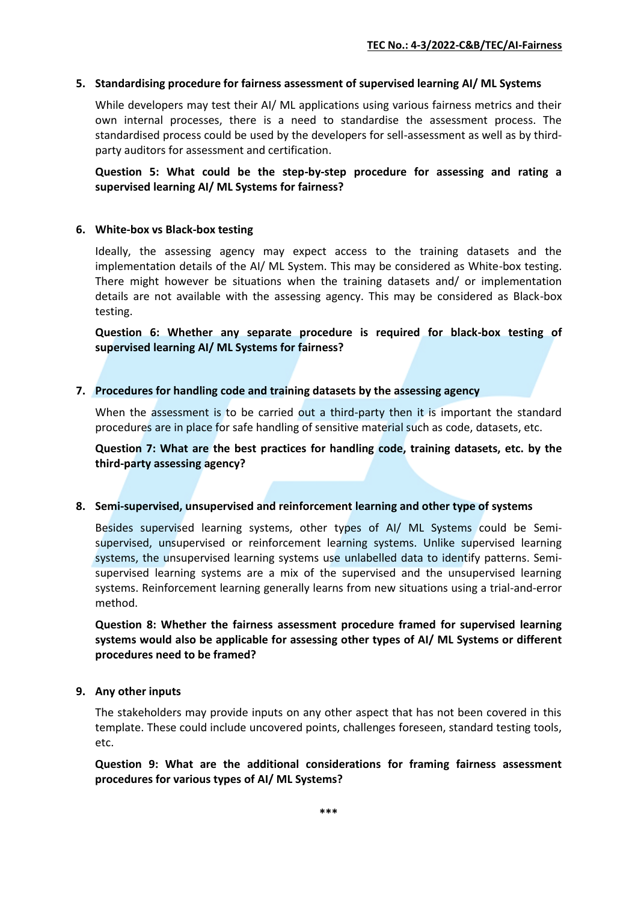## 5. Standardising procedure for fairness assessment of supervised learning AI/ ML Systems

While developers may test their AI/ ML applications using various fairness metrics and their own internal processes, there is a need to standardise the assessment process. The standardised process could be used by the developers for sell-assessment as well as by third-party auditors for assessment and certification.

**Question 5: What could be the step-by-step procedure for assessing and rating a supervised learning AI/ ML Systems for fairness?**

## 6. White-box vs Black-box testing

Ideally, the assessing agency may expect access to the training datasets and the implementation details of the AI/ ML System. This may be considered as White-box testing. There might however be situations when the training datasets and/ or implementation details are not available with the assessing agency. This may be considered as Black-box testing.

**Question 6: Whether any separate procedure is required for black-box testing of supervised learning AI/ ML Systems for fairness?**

## 7. Procedures for handling code and training datasets by the assessing agency

When the assessment is to be carried out a third-party then it is important the standard procedures are in place for safe handling of sensitive material such as code, datasets, etc.

**Question 7: What are the best practices for handling code, training datasets, etc. by the third-party assessing agency?**

## 8. Semi-supervised, unsupervised and reinforcement learning and other type of systems

Besides supervised learning systems, other types of AI/ ML Systems could be Semi-supervised, unsupervised or reinforcement learning systems. Unlike supervised learning systems, the unsupervised learning systems use unlabelled data to identify patterns. Semi-supervised learning systems are a mix of the supervised and the unsupervised learning systems. Reinforcement learning generally learns from new situations using a trial-and-error method.

**Question 8: Whether the fairness assessment procedure framed for supervised learning systems would also be applicable for assessing other types of AI/ ML Systems or different procedures need to be framed?**

## 9. Any other inputs

The stakeholders may provide inputs on any other aspect that has not been covered in this template. These could include uncovered points, challenges foreseen, standard testing tools, etc.

**Question 9: What are the additional considerations for framing fairness assessment procedures for various types of AI/ ML Systems?**

***